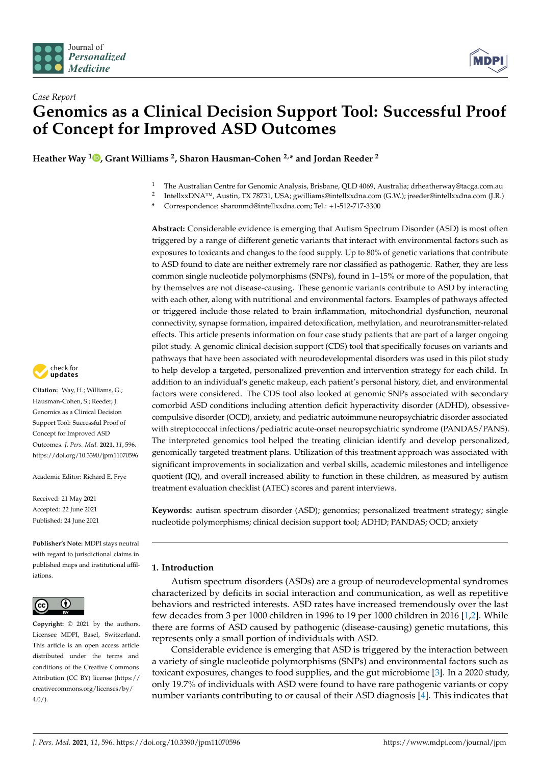*Case Report*

# Genomics as a Clinical Decision Support Tool: Successful Proof of Concept for Improved ASD Outcomes

**Heather Way [1], Grant Williams [2], Sharon Hausman-Cohen [2,*] and Jordan Reeder [2]**

[1] The Australian Centre for Genomic Analysis, Brisbane, QLD 4069, Australia; drheatherway@tacga.com.au
[2] IntellxxDNA™, Austin, TX 78731, USA; gwilliams@intellxxdna.com (G.W.); jreeder@intellxxdna.com (J.R.)
[*] Correspondence: sharonmd@intellxxdna.com; Tel.: +1-512-717-3300

**Abstract:** Considerable evidence is emerging that Autism Spectrum Disorder (ASD) is most often triggered by a range of different genetic variants that interact with environmental factors such as exposures to toxicants and changes to the food supply. Up to 80% of genetic variations that contribute to ASD found to date are neither extremely rare nor classified as pathogenic. Rather, they are less common single nucleotide polymorphisms (SNPs), found in 1–15% or more of the population, that by themselves are not disease-causing. These genomic variants contribute to ASD by interacting with each other, along with nutritional and environmental factors. Examples of pathways affected or triggered include those related to brain inflammation, mitochondrial dysfunction, neuronal connectivity, synapse formation, impaired detoxification, methylation, and neurotransmitter-related effects. This article presents information on four case study patients that are part of a larger ongoing pilot study. A genomic clinical decision support (CDS) tool that specifically focuses on variants and pathways that have been associated with neurodevelopmental disorders was used in this pilot study to help develop a targeted, personalized prevention and intervention strategy for each child. In addition to an individual's genetic makeup, each patient's personal history, diet, and environmental factors were considered. The CDS tool also looked at genomic SNPs associated with secondary comorbid ASD conditions including attention deficit hyperactivity disorder (ADHD), obsessive-compulsive disorder (OCD), anxiety, and pediatric autoimmune neuropsychiatric disorder associated with streptococcal infections/pediatric acute-onset neuropsychiatric syndrome (PANDAS/PANS). The interpreted genomics tool helped the treating clinician identify and develop personalized, genomically targeted treatment plans. Utilization of this treatment approach was associated with significant improvements in socialization and verbal skills, academic milestones and intelligence quotient (IQ), and overall increased ability to function in these children, as measured by autism treatment evaluation checklist (ATEC) scores and parent interviews.

**Keywords:** autism spectrum disorder (ASD); genomics; personalized treatment strategy; single nucleotide polymorphisms; clinical decision support tool; ADHD; PANDAS; OCD; anxiety

**Citation:** Way, H.; Williams, G.; Hausman-Cohen, S.; Reeder, J. Genomics as a Clinical Decision Support Tool: Successful Proof of Concept for Improved ASD Outcomes. *J. Pers. Med.* **2021**, *11*, 596. https://doi.org/10.3390/jpm11070596

Academic Editor: Richard E. Frye

Received: 21 May 2021
Accepted: 22 June 2021
Published: 24 June 2021

**Publisher's Note:** MDPI stays neutral with regard to jurisdictional claims in published maps and institutional affiliations.

**Copyright:** © 2021 by the authors. Licensee MDPI, Basel, Switzerland. This article is an open access article distributed under the terms and conditions of the Creative Commons Attribution (CC BY) license (https://creativecommons.org/licenses/by/4.0/).

## 1. Introduction

Autism spectrum disorders (ASDs) are a group of neurodevelopmental syndromes characterized by deficits in social interaction and communication, as well as repetitive behaviors and restricted interests. ASD rates have increased tremendously over the last few decades from 3 per 1000 children in 1996 to 19 per 1000 children in 2016 [1,2]. While there are forms of ASD caused by pathogenic (disease-causing) genetic mutations, this represents only a small portion of individuals with ASD.

Considerable evidence is emerging that ASD is triggered by the interaction between a variety of single nucleotide polymorphisms (SNPs) and environmental factors such as toxicant exposures, changes to food supplies, and the gut microbiome [3]. In a 2020 study, only 19.7% of individuals with ASD were found to have rare pathogenic variants or copy number variants contributing to or causal of their ASD diagnosis [4]. This indicates that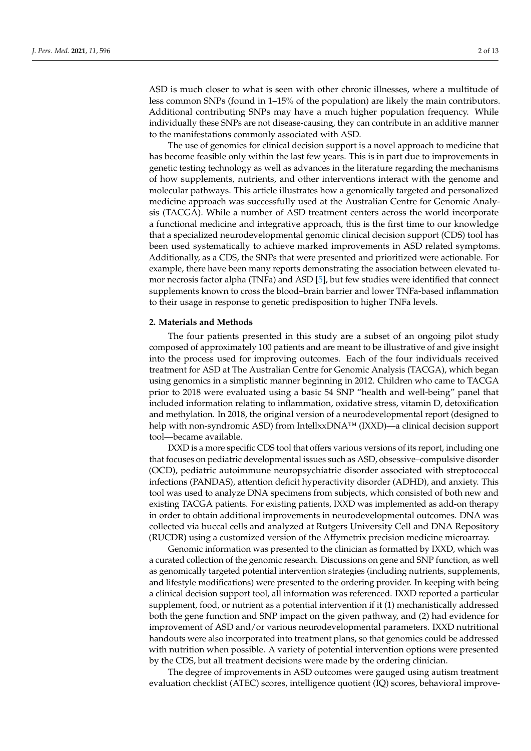ASD is much closer to what is seen with other chronic illnesses, where a multitude of less common SNPs (found in 1–15% of the population) are likely the main contributors. Additional contributing SNPs may have a much higher population frequency. While individually these SNPs are not disease-causing, they can contribute in an additive manner to the manifestations commonly associated with ASD.

The use of genomics for clinical decision support is a novel approach to medicine that has become feasible only within the last few years. This is in part due to improvements in genetic testing technology as well as advances in the literature regarding the mechanisms of how supplements, nutrients, and other interventions interact with the genome and molecular pathways. This article illustrates how a genomically targeted and personalized medicine approach was successfully used at the Australian Centre for Genomic Analysis (TACGA). While a number of ASD treatment centers across the world incorporate a functional medicine and integrative approach, this is the first time to our knowledge that a specialized neurodevelopmental genomic clinical decision support (CDS) tool has been used systematically to achieve marked improvements in ASD related symptoms. Additionally, as a CDS, the SNPs that were presented and prioritized were actionable. For example, there have been many reports demonstrating the association between elevated tumor necrosis factor alpha (TNFa) and ASD [5], but few studies were identified that connect supplements known to cross the blood–brain barrier and lower TNFa-based inflammation to their usage in response to genetic predisposition to higher TNFa levels.

## 2. Materials and Methods

The four patients presented in this study are a subset of an ongoing pilot study composed of approximately 100 patients and are meant to be illustrative of and give insight into the process used for improving outcomes. Each of the four individuals received treatment for ASD at The Australian Centre for Genomic Analysis (TACGA), which began using genomics in a simplistic manner beginning in 2012. Children who came to TACGA prior to 2018 were evaluated using a basic 54 SNP "health and well-being" panel that included information relating to inflammation, oxidative stress, vitamin D, detoxification and methylation. In 2018, the original version of a neurodevelopmental report (designed to help with non-syndromic ASD) from IntellxxDNA™ (IXXD)—a clinical decision support tool—became available.

IXXD is a more specific CDS tool that offers various versions of its report, including one that focuses on pediatric developmental issues such as ASD, obsessive–compulsive disorder (OCD), pediatric autoimmune neuropsychiatric disorder associated with streptococcal infections (PANDAS), attention deficit hyperactivity disorder (ADHD), and anxiety. This tool was used to analyze DNA specimens from subjects, which consisted of both new and existing TACGA patients. For existing patients, IXXD was implemented as add-on therapy in order to obtain additional improvements in neurodevelopmental outcomes. DNA was collected via buccal cells and analyzed at Rutgers University Cell and DNA Repository (RUCDR) using a customized version of the Affymetrix precision medicine microarray.

Genomic information was presented to the clinician as formatted by IXXD, which was a curated collection of the genomic research. Discussions on gene and SNP function, as well as genomically targeted potential intervention strategies (including nutrients, supplements, and lifestyle modifications) were presented to the ordering provider. In keeping with being a clinical decision support tool, all information was referenced. IXXD reported a particular supplement, food, or nutrient as a potential intervention if it (1) mechanistically addressed both the gene function and SNP impact on the given pathway, and (2) had evidence for improvement of ASD and/or various neurodevelopmental parameters. IXXD nutritional handouts were also incorporated into treatment plans, so that genomics could be addressed with nutrition when possible. A variety of potential intervention options were presented by the CDS, but all treatment decisions were made by the ordering clinician.

The degree of improvements in ASD outcomes were gauged using autism treatment evaluation checklist (ATEC) scores, intelligence quotient (IQ) scores, behavioral improve-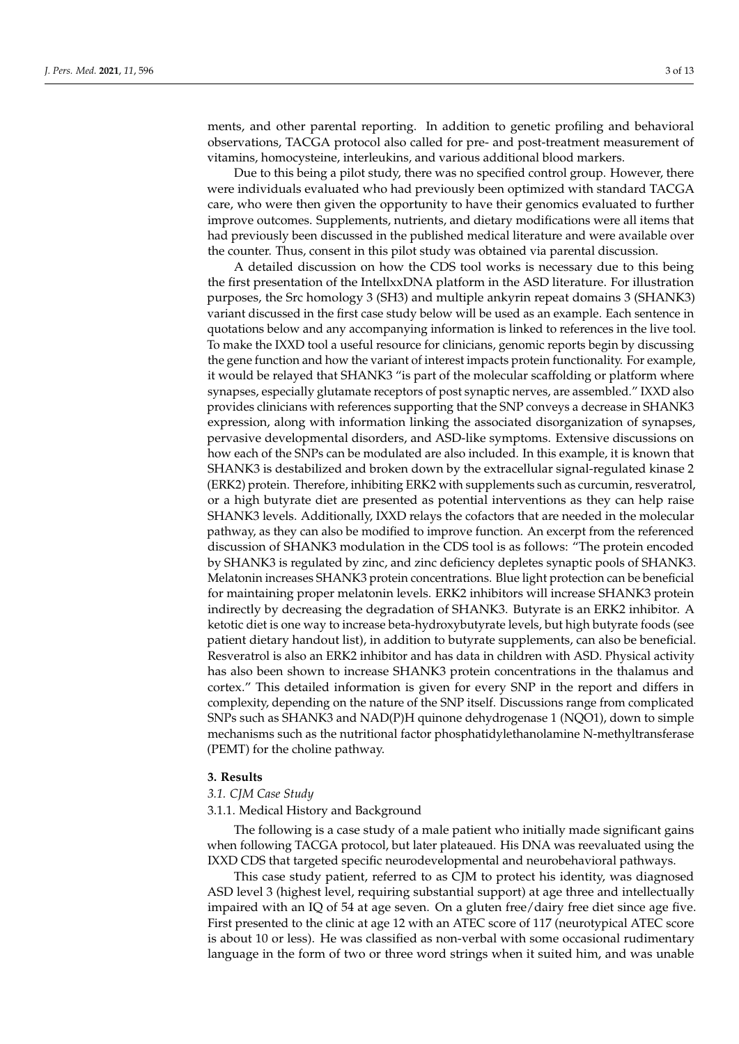ments, and other parental reporting. In addition to genetic profiling and behavioral observations, TACGA protocol also called for pre- and post-treatment measurement of vitamins, homocysteine, interleukins, and various additional blood markers.

Due to this being a pilot study, there was no specified control group. However, there were individuals evaluated who had previously been optimized with standard TACGA care, who were then given the opportunity to have their genomics evaluated to further improve outcomes. Supplements, nutrients, and dietary modifications were all items that had previously been discussed in the published medical literature and were available over the counter. Thus, consent in this pilot study was obtained via parental discussion.

A detailed discussion on how the CDS tool works is necessary due to this being the first presentation of the IntellxxDNA platform in the ASD literature. For illustration purposes, the Src homology 3 (SH3) and multiple ankyrin repeat domains 3 (SHANK3) variant discussed in the first case study below will be used as an example. Each sentence in quotations below and any accompanying information is linked to references in the live tool. To make the IXXD tool a useful resource for clinicians, genomic reports begin by discussing the gene function and how the variant of interest impacts protein functionality. For example, it would be relayed that SHANK3 "is part of the molecular scaffolding or platform where synapses, especially glutamate receptors of post synaptic nerves, are assembled." IXXD also provides clinicians with references supporting that the SNP conveys a decrease in SHANK3 expression, along with information linking the associated disorganization of synapses, pervasive developmental disorders, and ASD-like symptoms. Extensive discussions on how each of the SNPs can be modulated are also included. In this example, it is known that SHANK3 is destabilized and broken down by the extracellular signal-regulated kinase 2 (ERK2) protein. Therefore, inhibiting ERK2 with supplements such as curcumin, resveratrol, or a high butyrate diet are presented as potential interventions as they can help raise SHANK3 levels. Additionally, IXXD relays the cofactors that are needed in the molecular pathway, as they can also be modified to improve function. An excerpt from the referenced discussion of SHANK3 modulation in the CDS tool is as follows: "The protein encoded by SHANK3 is regulated by zinc, and zinc deficiency depletes synaptic pools of SHANK3. Melatonin increases SHANK3 protein concentrations. Blue light protection can be beneficial for maintaining proper melatonin levels. ERK2 inhibitors will increase SHANK3 protein indirectly by decreasing the degradation of SHANK3. Butyrate is an ERK2 inhibitor. A ketotic diet is one way to increase beta-hydroxybutyrate levels, but high butyrate foods (see patient dietary handout list), in addition to butyrate supplements, can also be beneficial. Resveratrol is also an ERK2 inhibitor and has data in children with ASD. Physical activity has also been shown to increase SHANK3 protein concentrations in the thalamus and cortex." This detailed information is given for every SNP in the report and differs in complexity, depending on the nature of the SNP itself. Discussions range from complicated SNPs such as SHANK3 and NAD(P)H quinone dehydrogenase 1 (NQO1), down to simple mechanisms such as the nutritional factor phosphatidylethanolamine N-methyltransferase (PEMT) for the choline pathway.

## 3. Results

### 3.1. CJM Case Study

#### 3.1.1. Medical History and Background

The following is a case study of a male patient who initially made significant gains when following TACGA protocol, but later plateaued. His DNA was reevaluated using the IXXD CDS that targeted specific neurodevelopmental and neurobehavioral pathways.

This case study patient, referred to as CJM to protect his identity, was diagnosed ASD level 3 (highest level, requiring substantial support) at age three and intellectually impaired with an IQ of 54 at age seven. On a gluten free/dairy free diet since age five. First presented to the clinic at age 12 with an ATEC score of 117 (neurotypical ATEC score is about 10 or less). He was classified as non-verbal with some occasional rudimentary language in the form of two or three word strings when it suited him, and was unable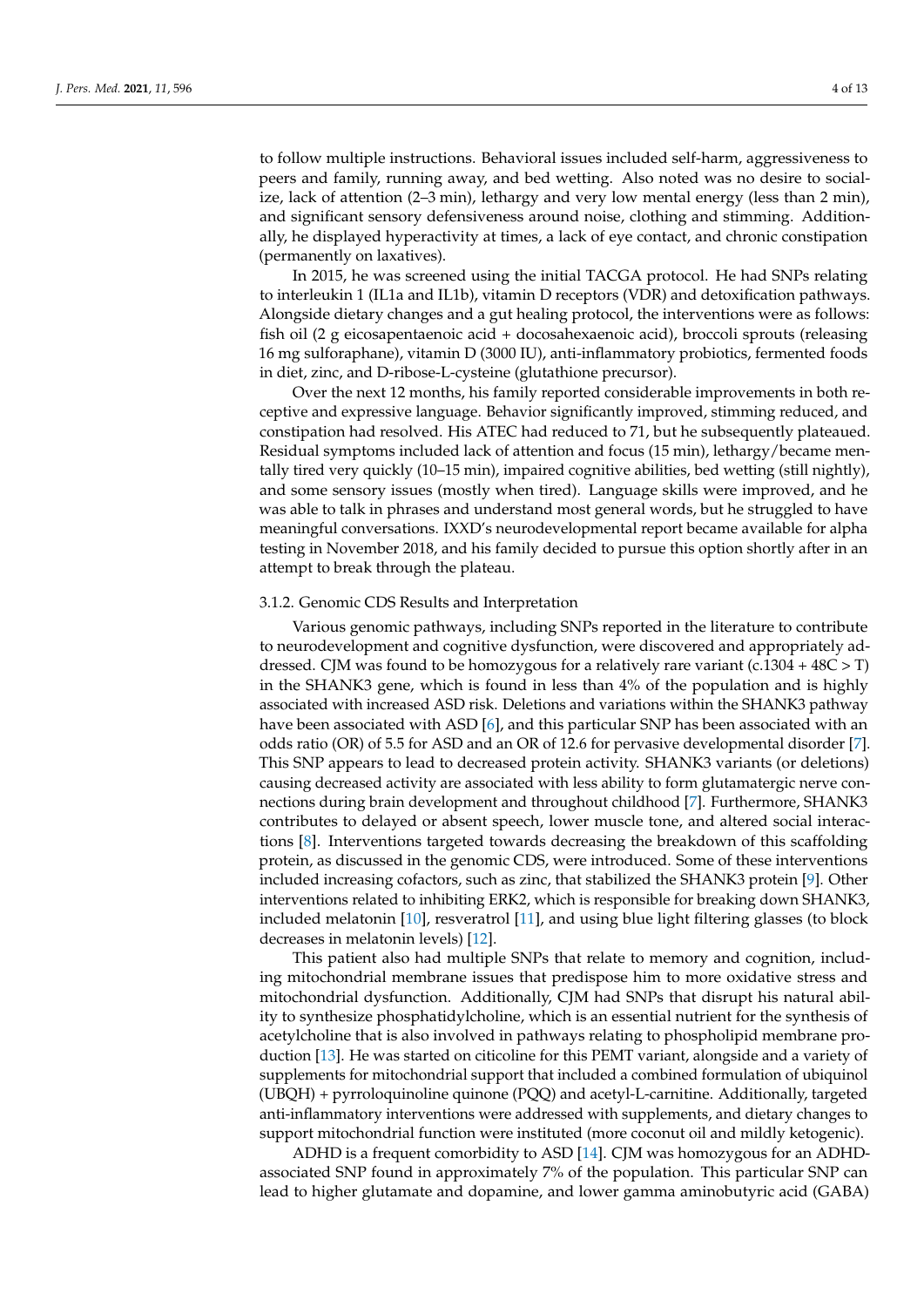to follow multiple instructions. Behavioral issues included self-harm, aggressiveness to peers and family, running away, and bed wetting. Also noted was no desire to socialize, lack of attention (2–3 min), lethargy and very low mental energy (less than 2 min), and significant sensory defensiveness around noise, clothing and stimming. Additionally, he displayed hyperactivity at times, a lack of eye contact, and chronic constipation (permanently on laxatives).

In 2015, he was screened using the initial TACGA protocol. He had SNPs relating to interleukin 1 (IL1a and IL1b), vitamin D receptors (VDR) and detoxification pathways. Alongside dietary changes and a gut healing protocol, the interventions were as follows: fish oil (2 g eicosapentaenoic acid + docosahexaenoic acid), broccoli sprouts (releasing 16 mg sulforaphane), vitamin D (3000 IU), anti-inflammatory probiotics, fermented foods in diet, zinc, and D-ribose-L-cysteine (glutathione precursor).

Over the next 12 months, his family reported considerable improvements in both receptive and expressive language. Behavior significantly improved, stimming reduced, and constipation had resolved. His ATEC had reduced to 71, but he subsequently plateaued. Residual symptoms included lack of attention and focus (15 min), lethargy/became mentally tired very quickly (10–15 min), impaired cognitive abilities, bed wetting (still nightly), and some sensory issues (mostly when tired). Language skills were improved, and he was able to talk in phrases and understand most general words, but he struggled to have meaningful conversations. IXXD's neurodevelopmental report became available for alpha testing in November 2018, and his family decided to pursue this option shortly after in an attempt to break through the plateau.

#### 3.1.2. Genomic CDS Results and Interpretation

Various genomic pathways, including SNPs reported in the literature to contribute to neurodevelopment and cognitive dysfunction, were discovered and appropriately addressed. CJM was found to be homozygous for a relatively rare variant (c.1304 + 48C > T) in the SHANK3 gene, which is found in less than 4% of the population and is highly associated with increased ASD risk. Deletions and variations within the SHANK3 pathway have been associated with ASD [6], and this particular SNP has been associated with an odds ratio (OR) of 5.5 for ASD and an OR of 12.6 for pervasive developmental disorder [7]. This SNP appears to lead to decreased protein activity. SHANK3 variants (or deletions) causing decreased activity are associated with less ability to form glutamatergic nerve connections during brain development and throughout childhood [7]. Furthermore, SHANK3 contributes to delayed or absent speech, lower muscle tone, and altered social interactions [8]. Interventions targeted towards decreasing the breakdown of this scaffolding protein, as discussed in the genomic CDS, were introduced. Some of these interventions included increasing cofactors, such as zinc, that stabilized the SHANK3 protein [9]. Other interventions related to inhibiting ERK2, which is responsible for breaking down SHANK3, included melatonin [10], resveratrol [11], and using blue light filtering glasses (to block decreases in melatonin levels) [12].

This patient also had multiple SNPs that relate to memory and cognition, including mitochondrial membrane issues that predispose him to more oxidative stress and mitochondrial dysfunction. Additionally, CJM had SNPs that disrupt his natural ability to synthesize phosphatidylcholine, which is an essential nutrient for the synthesis of acetylcholine that is also involved in pathways relating to phospholipid membrane production [13]. He was started on citicoline for this PEMT variant, alongside and a variety of supplements for mitochondrial support that included a combined formulation of ubiquinol (UBQH) + pyrroloquinoline quinone (PQQ) and acetyl-L-carnitine. Additionally, targeted anti-inflammatory interventions were addressed with supplements, and dietary changes to support mitochondrial function were instituted (more coconut oil and mildly ketogenic).

ADHD is a frequent comorbidity to ASD [14]. CJM was homozygous for an ADHD-associated SNP found in approximately 7% of the population. This particular SNP can lead to higher glutamate and dopamine, and lower gamma aminobutyric acid (GABA)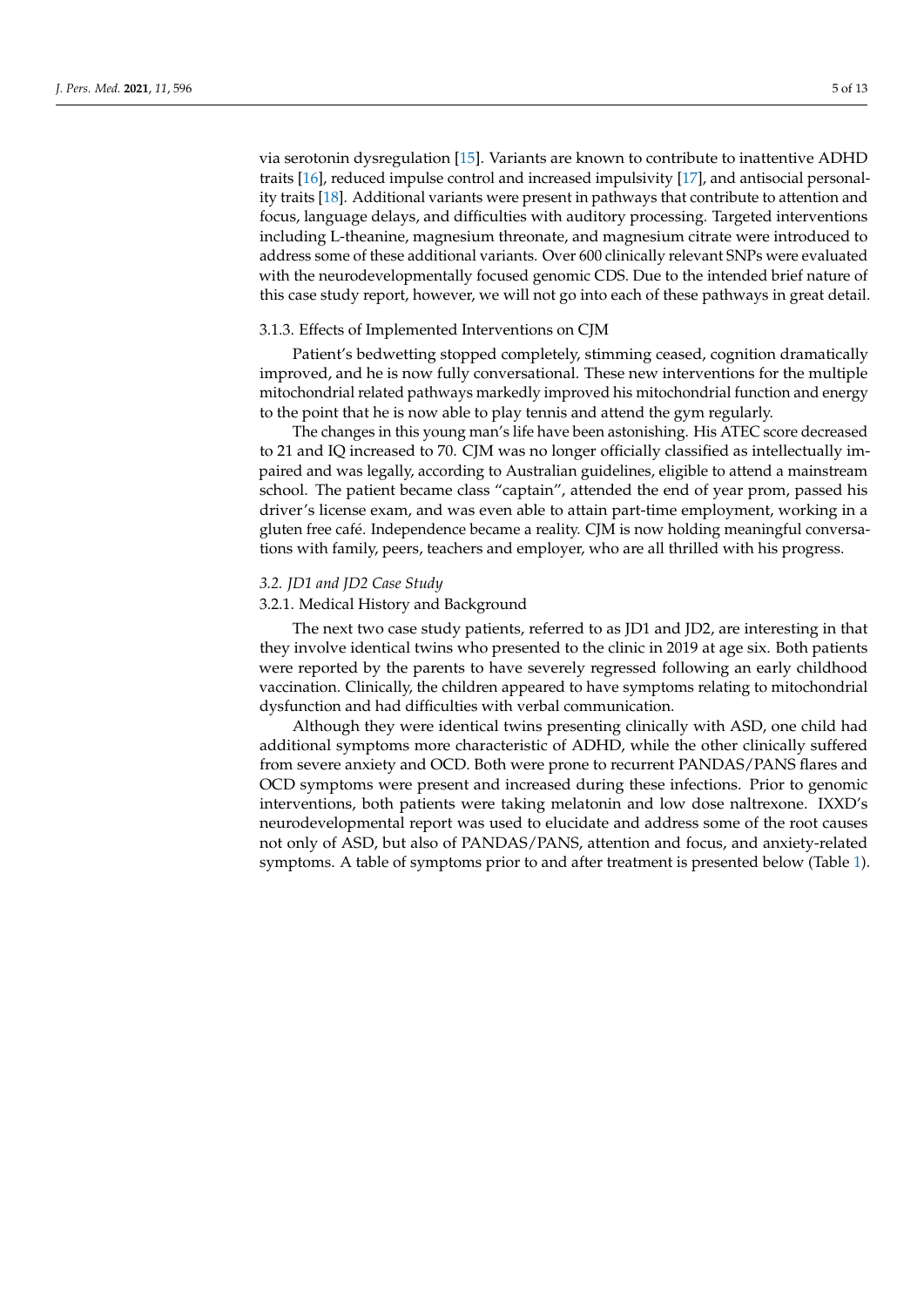via serotonin dysregulation [15]. Variants are known to contribute to inattentive ADHD traits [16], reduced impulse control and increased impulsivity [17], and antisocial personality traits [18]. Additional variants were present in pathways that contribute to attention and focus, language delays, and difficulties with auditory processing. Targeted interventions including L-theanine, magnesium threonate, and magnesium citrate were introduced to address some of these additional variants. Over 600 clinically relevant SNPs were evaluated with the neurodevelopmentally focused genomic CDS. Due to the intended brief nature of this case study report, however, we will not go into each of these pathways in great detail.

#### 3.1.3. Effects of Implemented Interventions on CJM

Patient's bedwetting stopped completely, stimming ceased, cognition dramatically improved, and he is now fully conversational. These new interventions for the multiple mitochondrial related pathways markedly improved his mitochondrial function and energy to the point that he is now able to play tennis and attend the gym regularly.

The changes in this young man's life have been astonishing. His ATEC score decreased to 21 and IQ increased to 70. CJM was no longer officially classified as intellectually impaired and was legally, according to Australian guidelines, eligible to attend a mainstream school. The patient became class "captain", attended the end of year prom, passed his driver's license exam, and was even able to attain part-time employment, working in a gluten free café. Independence became a reality. CJM is now holding meaningful conversations with family, peers, teachers and employer, who are all thrilled with his progress.

### *3.2. JD1 and JD2 Case Study*

#### 3.2.1. Medical History and Background

The next two case study patients, referred to as JD1 and JD2, are interesting in that they involve identical twins who presented to the clinic in 2019 at age six. Both patients were reported by the parents to have severely regressed following an early childhood vaccination. Clinically, the children appeared to have symptoms relating to mitochondrial dysfunction and had difficulties with verbal communication.

Although they were identical twins presenting clinically with ASD, one child had additional symptoms more characteristic of ADHD, while the other clinically suffered from severe anxiety and OCD. Both were prone to recurrent PANDAS/PANS flares and OCD symptoms were present and increased during these infections. Prior to genomic interventions, both patients were taking melatonin and low dose naltrexone. IXXD's neurodevelopmental report was used to elucidate and address some of the root causes not only of ASD, but also of PANDAS/PANS, attention and focus, and anxiety-related symptoms. A table of symptoms prior to and after treatment is presented below (Table 1).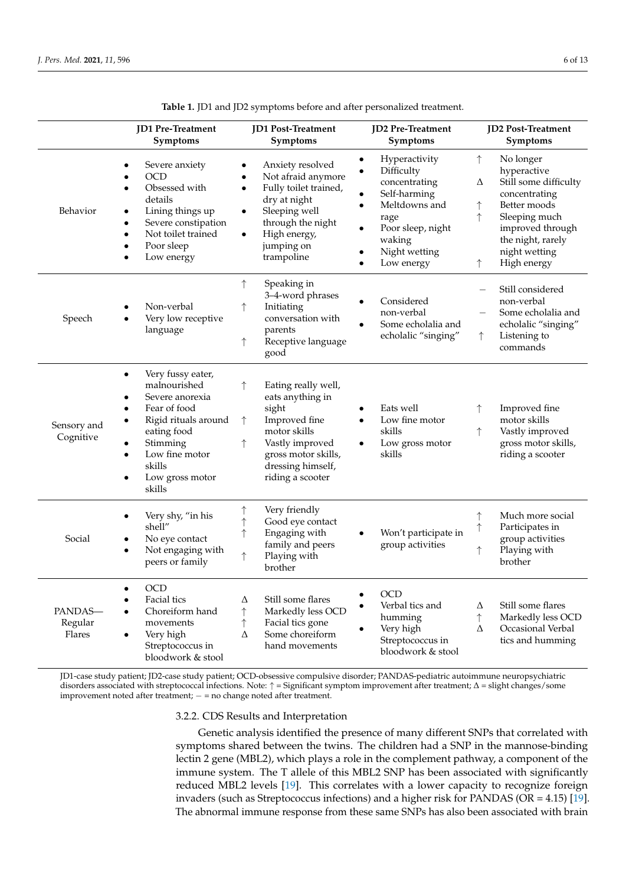**Table 1.** JD1 and JD2 symptoms before and after personalized treatment.

| | JD1 Pre-Treatment Symptoms | JD1 Post-Treatment Symptoms | JD2 Pre-Treatment Symptoms | JD2 Post-Treatment Symptoms |
|---|---|---|---|---|
| Behavior | • Severe anxiety<br>• OCD<br>• Obsessed with details<br>• Lining things up<br>• Severe constipation<br>• Not toilet trained<br>• Poor sleep<br>• Low energy | • Anxiety resolved<br>• Not afraid anymore<br>• Fully toilet trained, dry at night<br>• Sleeping well through the night<br>• High energy, jumping on trampoline | • Hyperactivity<br>• Difficulty concentrating<br>• Self-harming<br>• Meltdowns and rage<br>• Poor sleep, night waking<br>• Night wetting<br>• Low energy | ↑ No longer hyperactive<br>Δ Still some difficulty concentrating<br>↑ Better moods<br>↑ Sleeping much improved through the night, rarely night wetting<br>↑ High energy |
| Speech | • Non-verbal<br>• Very low receptive language | ↑ Speaking in 3–4-word phrases<br>↑ Initiating conversation with parents<br>↑ Receptive language good | • Considered non-verbal<br>• Some echolalia and echolalic "singing" | − Still considered non-verbal<br>− Some echolalia and echolalic "singing"<br>↑ Listening to commands |
| Sensory and Cognitive | • Very fussy eater, malnourished<br>• Severe anorexia<br>• Fear of food<br>• Rigid rituals around eating food<br>• Stimming<br>• Low fine motor skills<br>• Low gross motor skills | ↑ Eating really well, eats anything in sight<br>↑ Improved fine motor skills<br>↑ Vastly improved gross motor skills, dressing himself, riding a scooter | • Eats well<br>• Low fine motor skills<br>• Low gross motor skills | ↑ Improved fine motor skills<br>↑ Vastly improved gross motor skills, riding a scooter |
| Social | • Very shy, "in his shell"<br>• No eye contact<br>• Not engaging with peers or family | ↑ Very friendly<br>↑ Good eye contact<br>↑ Engaging with family and peers<br>↑ Playing with brother | • Won't participate in group activities | ↑ Much more social<br>↑ Participates in group activities<br>↑ Playing with brother |
| PANDAS—Regular Flares | • OCD<br>• Facial tics<br>• Choreiform hand movements<br>• Very high Streptococcus in bloodwork & stool | Δ Still some flares<br>↑ Markedly less OCD<br>↑ Facial tics gone<br>Δ Some choreiform hand movements | • OCD<br>• Verbal tics and humming<br>• Very high Streptococcus in bloodwork & stool | Δ Still some flares<br>↑ Markedly less OCD<br>Δ Occasional Verbal tics and humming |

JD1-case study patient; JD2-case study patient; OCD-obsessive compulsive disorder; PANDAS-pediatric autoimmune neuropsychiatric disorders associated with streptococcal infections. Note: ↑ = Significant symptom improvement after treatment; Δ = slight changes/some improvement noted after treatment; − = no change noted after treatment.

#### 3.2.2. CDS Results and Interpretation

Genetic analysis identified the presence of many different SNPs that correlated with symptoms shared between the twins. The children had a SNP in the mannose-binding lectin 2 gene (MBL2), which plays a role in the complement pathway, a component of the immune system. The T allele of this MBL2 SNP has been associated with significantly reduced MBL2 levels [19]. This correlates with a lower capacity to recognize foreign invaders (such as Streptococcus infections) and a higher risk for PANDAS (OR = 4.15) [19]. The abnormal immune response from these same SNPs has also been associated with brain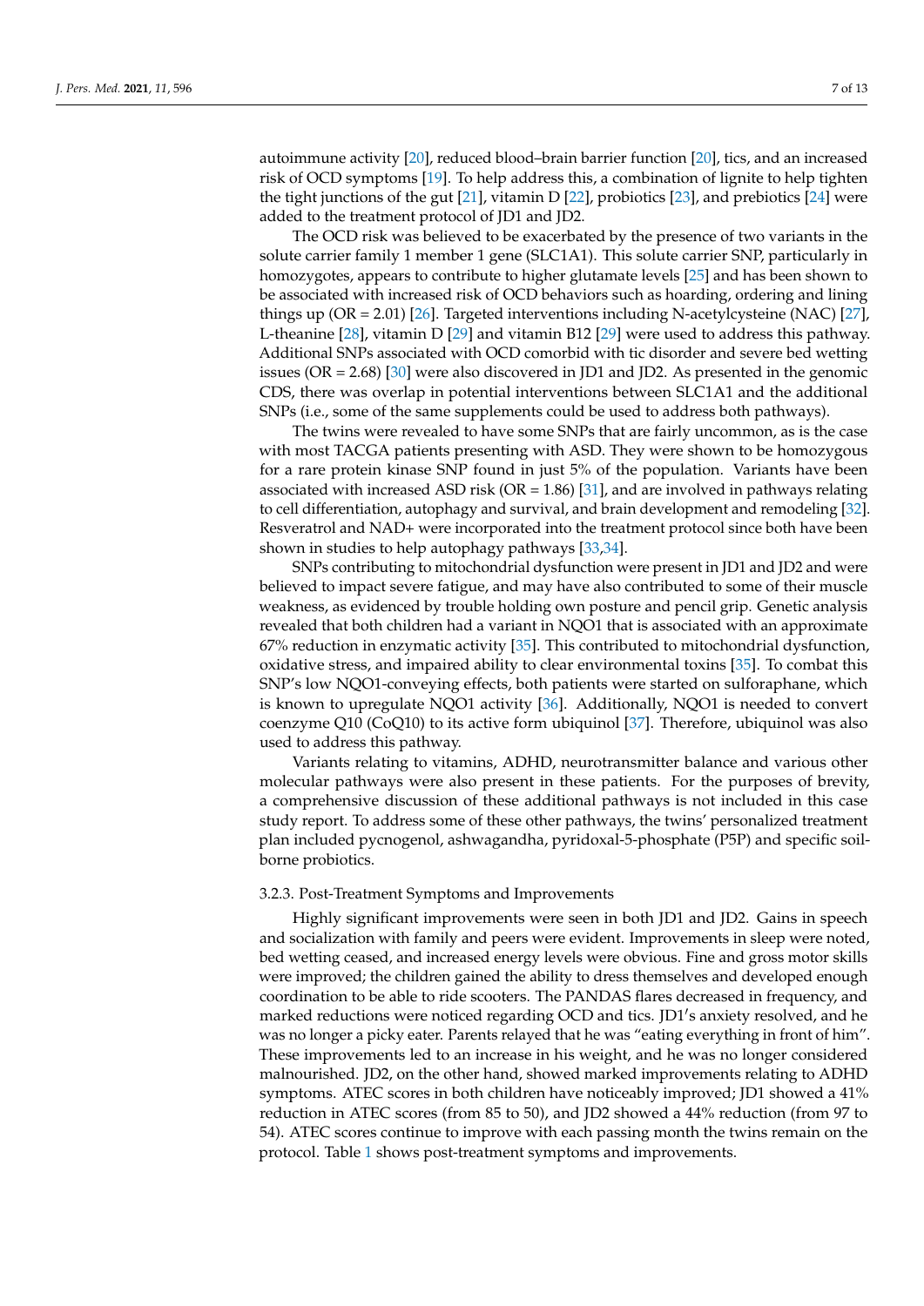autoimmune activity [20], reduced blood–brain barrier function [20], tics, and an increased risk of OCD symptoms [19]. To help address this, a combination of lignite to help tighten the tight junctions of the gut [21], vitamin D [22], probiotics [23], and prebiotics [24] were added to the treatment protocol of JD1 and JD2.

The OCD risk was believed to be exacerbated by the presence of two variants in the solute carrier family 1 member 1 gene (SLC1A1). This solute carrier SNP, particularly in homozygotes, appears to contribute to higher glutamate levels [25] and has been shown to be associated with increased risk of OCD behaviors such as hoarding, ordering and lining things up (OR = 2.01) [26]. Targeted interventions including N-acetylcysteine (NAC) [27], L-theanine [28], vitamin D [29] and vitamin B12 [29] were used to address this pathway. Additional SNPs associated with OCD comorbid with tic disorder and severe bed wetting issues (OR = 2.68) [30] were also discovered in JD1 and JD2. As presented in the genomic CDS, there was overlap in potential interventions between SLC1A1 and the additional SNPs (i.e., some of the same supplements could be used to address both pathways).

The twins were revealed to have some SNPs that are fairly uncommon, as is the case with most TACGA patients presenting with ASD. They were shown to be homozygous for a rare protein kinase SNP found in just 5% of the population. Variants have been associated with increased ASD risk (OR = 1.86) [31], and are involved in pathways relating to cell differentiation, autophagy and survival, and brain development and remodeling [32]. Resveratrol and NAD+ were incorporated into the treatment protocol since both have been shown in studies to help autophagy pathways [33,34].

SNPs contributing to mitochondrial dysfunction were present in JD1 and JD2 and were believed to impact severe fatigue, and may have also contributed to some of their muscle weakness, as evidenced by trouble holding own posture and pencil grip. Genetic analysis revealed that both children had a variant in NQO1 that is associated with an approximate 67% reduction in enzymatic activity [35]. This contributed to mitochondrial dysfunction, oxidative stress, and impaired ability to clear environmental toxins [35]. To combat this SNP's low NQO1-conveying effects, both patients were started on sulforaphane, which is known to upregulate NQO1 activity [36]. Additionally, NQO1 is needed to convert coenzyme Q10 (CoQ10) to its active form ubiquinol [37]. Therefore, ubiquinol was also used to address this pathway.

Variants relating to vitamins, ADHD, neurotransmitter balance and various other molecular pathways were also present in these patients. For the purposes of brevity, a comprehensive discussion of these additional pathways is not included in this case study report. To address some of these other pathways, the twins' personalized treatment plan included pycnogenol, ashwagandha, pyridoxal-5-phosphate (P5P) and specific soil-borne probiotics.

#### 3.2.3. Post-Treatment Symptoms and Improvements

Highly significant improvements were seen in both JD1 and JD2. Gains in speech and socialization with family and peers were evident. Improvements in sleep were noted, bed wetting ceased, and increased energy levels were obvious. Fine and gross motor skills were improved; the children gained the ability to dress themselves and developed enough coordination to be able to ride scooters. The PANDAS flares decreased in frequency, and marked reductions were noticed regarding OCD and tics. JD1's anxiety resolved, and he was no longer a picky eater. Parents relayed that he was "eating everything in front of him". These improvements led to an increase in his weight, and he was no longer considered malnourished. JD2, on the other hand, showed marked improvements relating to ADHD symptoms. ATEC scores in both children have noticeably improved; JD1 showed a 41% reduction in ATEC scores (from 85 to 50), and JD2 showed a 44% reduction (from 97 to 54). ATEC scores continue to improve with each passing month the twins remain on the protocol. Table 1 shows post-treatment symptoms and improvements.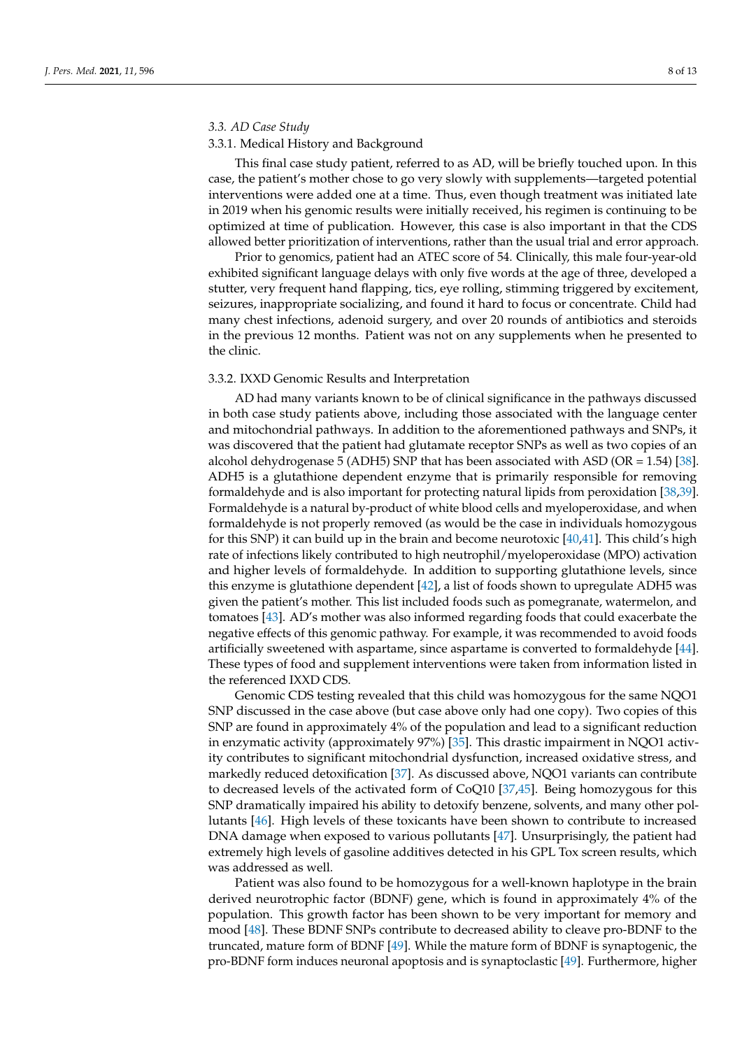### 3.3. AD Case Study

#### 3.3.1. Medical History and Background

This final case study patient, referred to as AD, will be briefly touched upon. In this case, the patient's mother chose to go very slowly with supplements—targeted potential interventions were added one at a time. Thus, even though treatment was initiated late in 2019 when his genomic results were initially received, his regimen is continuing to be optimized at time of publication. However, this case is also important in that the CDS allowed better prioritization of interventions, rather than the usual trial and error approach.

Prior to genomics, patient had an ATEC score of 54. Clinically, this male four-year-old exhibited significant language delays with only five words at the age of three, developed a stutter, very frequent hand flapping, tics, eye rolling, stimming triggered by excitement, seizures, inappropriate socializing, and found it hard to focus or concentrate. Child had many chest infections, adenoid surgery, and over 20 rounds of antibiotics and steroids in the previous 12 months. Patient was not on any supplements when he presented to the clinic.

#### 3.3.2. IXXD Genomic Results and Interpretation

AD had many variants known to be of clinical significance in the pathways discussed in both case study patients above, including those associated with the language center and mitochondrial pathways. In addition to the aforementioned pathways and SNPs, it was discovered that the patient had glutamate receptor SNPs as well as two copies of an alcohol dehydrogenase 5 (ADH5) SNP that has been associated with ASD (OR = 1.54) [38]. ADH5 is a glutathione dependent enzyme that is primarily responsible for removing formaldehyde and is also important for protecting natural lipids from peroxidation [38,39]. Formaldehyde is a natural by-product of white blood cells and myeloperoxidase, and when formaldehyde is not properly removed (as would be the case in individuals homozygous for this SNP) it can build up in the brain and become neurotoxic [40,41]. This child's high rate of infections likely contributed to high neutrophil/myeloperoxidase (MPO) activation and higher levels of formaldehyde. In addition to supporting glutathione levels, since this enzyme is glutathione dependent [42], a list of foods shown to upregulate ADH5 was given the patient's mother. This list included foods such as pomegranate, watermelon, and tomatoes [43]. AD's mother was also informed regarding foods that could exacerbate the negative effects of this genomic pathway. For example, it was recommended to avoid foods artificially sweetened with aspartame, since aspartame is converted to formaldehyde [44]. These types of food and supplement interventions were taken from information listed in the referenced IXXD CDS.

Genomic CDS testing revealed that this child was homozygous for the same NQO1 SNP discussed in the case above (but case above only had one copy). Two copies of this SNP are found in approximately 4% of the population and lead to a significant reduction in enzymatic activity (approximately 97%) [35]. This drastic impairment in NQO1 activity contributes to significant mitochondrial dysfunction, increased oxidative stress, and markedly reduced detoxification [37]. As discussed above, NQO1 variants can contribute to decreased levels of the activated form of CoQ10 [37,45]. Being homozygous for this SNP dramatically impaired his ability to detoxify benzene, solvents, and many other pollutants [46]. High levels of these toxicants have been shown to contribute to increased DNA damage when exposed to various pollutants [47]. Unsurprisingly, the patient had extremely high levels of gasoline additives detected in his GPL Tox screen results, which was addressed as well.

Patient was also found to be homozygous for a well-known haplotype in the brain derived neurotrophic factor (BDNF) gene, which is found in approximately 4% of the population. This growth factor has been shown to be very important for memory and mood [48]. These BDNF SNPs contribute to decreased ability to cleave pro-BDNF to the truncated, mature form of BDNF [49]. While the mature form of BDNF is synaptogenic, the pro-BDNF form induces neuronal apoptosis and is synaptoclastic [49]. Furthermore, higher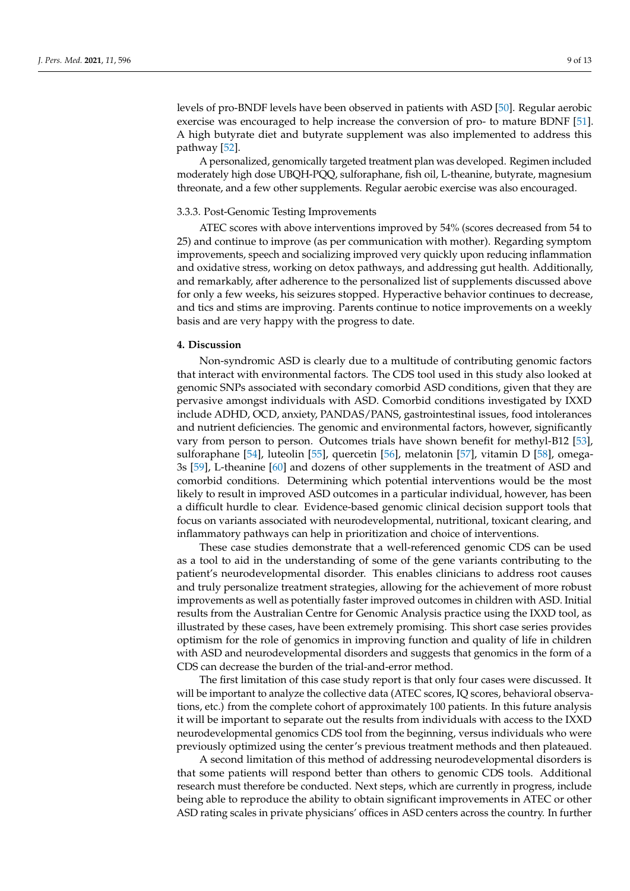levels of pro-BNDF levels have been observed in patients with ASD [50]. Regular aerobic exercise was encouraged to help increase the conversion of pro- to mature BDNF [51]. A high butyrate diet and butyrate supplement was also implemented to address this pathway [52].

A personalized, genomically targeted treatment plan was developed. Regimen included moderately high dose UBQH-PQQ, sulforaphane, fish oil, L-theanine, butyrate, magnesium threonate, and a few other supplements. Regular aerobic exercise was also encouraged.

#### 3.3.3. Post-Genomic Testing Improvements

ATEC scores with above interventions improved by 54% (scores decreased from 54 to 25) and continue to improve (as per communication with mother). Regarding symptom improvements, speech and socializing improved very quickly upon reducing inflammation and oxidative stress, working on detox pathways, and addressing gut health. Additionally, and remarkably, after adherence to the personalized list of supplements discussed above for only a few weeks, his seizures stopped. Hyperactive behavior continues to decrease, and tics and stims are improving. Parents continue to notice improvements on a weekly basis and are very happy with the progress to date.

## 4. Discussion

Non-syndromic ASD is clearly due to a multitude of contributing genomic factors that interact with environmental factors. The CDS tool used in this study also looked at genomic SNPs associated with secondary comorbid ASD conditions, given that they are pervasive amongst individuals with ASD. Comorbid conditions investigated by IXXD include ADHD, OCD, anxiety, PANDAS/PANS, gastrointestinal issues, food intolerances and nutrient deficiencies. The genomic and environmental factors, however, significantly vary from person to person. Outcomes trials have shown benefit for methyl-B12 [53], sulforaphane [54], luteolin [55], quercetin [56], melatonin [57], vitamin D [58], omega-3s [59], L-theanine [60] and dozens of other supplements in the treatment of ASD and comorbid conditions. Determining which potential interventions would be the most likely to result in improved ASD outcomes in a particular individual, however, has been a difficult hurdle to clear. Evidence-based genomic clinical decision support tools that focus on variants associated with neurodevelopmental, nutritional, toxicant clearing, and inflammatory pathways can help in prioritization and choice of interventions.

These case studies demonstrate that a well-referenced genomic CDS can be used as a tool to aid in the understanding of some of the gene variants contributing to the patient's neurodevelopmental disorder. This enables clinicians to address root causes and truly personalize treatment strategies, allowing for the achievement of more robust improvements as well as potentially faster improved outcomes in children with ASD. Initial results from the Australian Centre for Genomic Analysis practice using the IXXD tool, as illustrated by these cases, have been extremely promising. This short case series provides optimism for the role of genomics in improving function and quality of life in children with ASD and neurodevelopmental disorders and suggests that genomics in the form of a CDS can decrease the burden of the trial-and-error method.

The first limitation of this case study report is that only four cases were discussed. It will be important to analyze the collective data (ATEC scores, IQ scores, behavioral observations, etc.) from the complete cohort of approximately 100 patients. In this future analysis it will be important to separate out the results from individuals with access to the IXXD neurodevelopmental genomics CDS tool from the beginning, versus individuals who were previously optimized using the center's previous treatment methods and then plateaued.

A second limitation of this method of addressing neurodevelopmental disorders is that some patients will respond better than others to genomic CDS tools. Additional research must therefore be conducted. Next steps, which are currently in progress, include being able to reproduce the ability to obtain significant improvements in ATEC or other ASD rating scales in private physicians' offices in ASD centers across the country. In further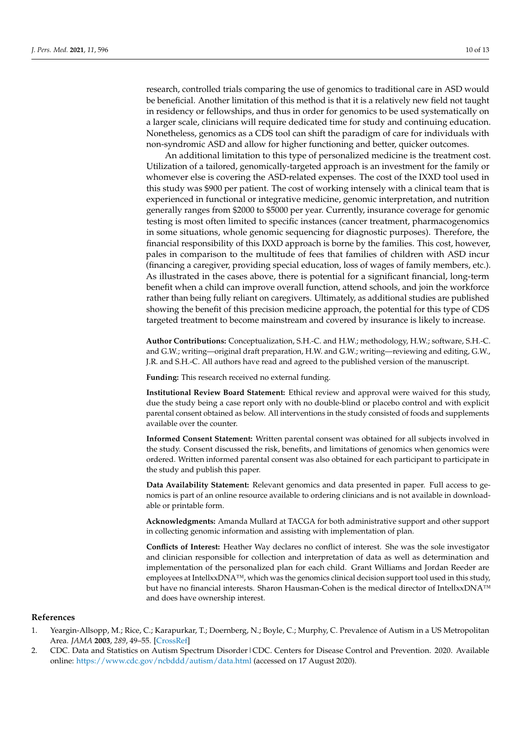research, controlled trials comparing the use of genomics to traditional care in ASD would be beneficial. Another limitation of this method is that it is a relatively new field not taught in residency or fellowships, and thus in order for genomics to be used systematically on a larger scale, clinicians will require dedicated time for study and continuing education. Nonetheless, genomics as a CDS tool can shift the paradigm of care for individuals with non-syndromic ASD and allow for higher functioning and better, quicker outcomes.

An additional limitation to this type of personalized medicine is the treatment cost. Utilization of a tailored, genomically-targeted approach is an investment for the family or whomever else is covering the ASD-related expenses. The cost of the IXXD tool used in this study was $900 per patient. The cost of working intensely with a clinical team that is experienced in functional or integrative medicine, genomic interpretation, and nutrition generally ranges from $2000 to $5000 per year. Currently, insurance coverage for genomic testing is most often limited to specific instances (cancer treatment, pharmacogenomics in some situations, whole genomic sequencing for diagnostic purposes). Therefore, the financial responsibility of this IXXD approach is borne by the families. This cost, however, pales in comparison to the multitude of fees that families of children with ASD incur (financing a caregiver, providing special education, loss of wages of family members, etc.). As illustrated in the cases above, there is potential for a significant financial, long-term benefit when a child can improve overall function, attend schools, and join the workforce rather than being fully reliant on caregivers. Ultimately, as additional studies are published showing the benefit of this precision medicine approach, the potential for this type of CDS targeted treatment to become mainstream and covered by insurance is likely to increase.

**Author Contributions:** Conceptualization, S.H.-C. and H.W.; methodology, H.W.; software, S.H.-C. and G.W.; writing—original draft preparation, H.W. and G.W.; writing—reviewing and editing, G.W., J.R. and S.H.-C. All authors have read and agreed to the published version of the manuscript.

**Funding:** This research received no external funding.

**Institutional Review Board Statement:** Ethical review and approval were waived for this study, due the study being a case report only with no double-blind or placebo control and with explicit parental consent obtained as below. All interventions in the study consisted of foods and supplements available over the counter.

**Informed Consent Statement:** Written parental consent was obtained for all subjects involved in the study. Consent discussed the risk, benefits, and limitations of genomics when genomics were ordered. Written informed parental consent was also obtained for each participant to participate in the study and publish this paper.

**Data Availability Statement:** Relevant genomics and data presented in paper. Full access to genomics is part of an online resource available to ordering clinicians and is not available in downloadable or printable form.

**Acknowledgments:** Amanda Mullard at TACGA for both administrative support and other support in collecting genomic information and assisting with implementation of plan.

**Conflicts of Interest:** Heather Way declares no conflict of interest. She was the sole investigator and clinician responsible for collection and interpretation of data as well as determination and implementation of the personalized plan for each child. Grant Williams and Jordan Reeder are employees at IntellxxDNA™, which was the genomics clinical decision support tool used in this study, but have no financial interests. Sharon Hausman-Cohen is the medical director of IntellxxDNA™ and does have ownership interest.

## References

1. Yeargin-Allsopp, M.; Rice, C.; Karapurkar, T.; Doernberg, N.; Boyle, C.; Murphy, C. Prevalence of Autism in a US Metropolitan Area. *JAMA* **2003**, *289*, 49–55. [CrossRef]
2. CDC. Data and Statistics on Autism Spectrum Disorder | CDC. Centers for Disease Control and Prevention. 2020. Available online: https://www.cdc.gov/ncbddd/autism/data.html (accessed on 17 August 2020).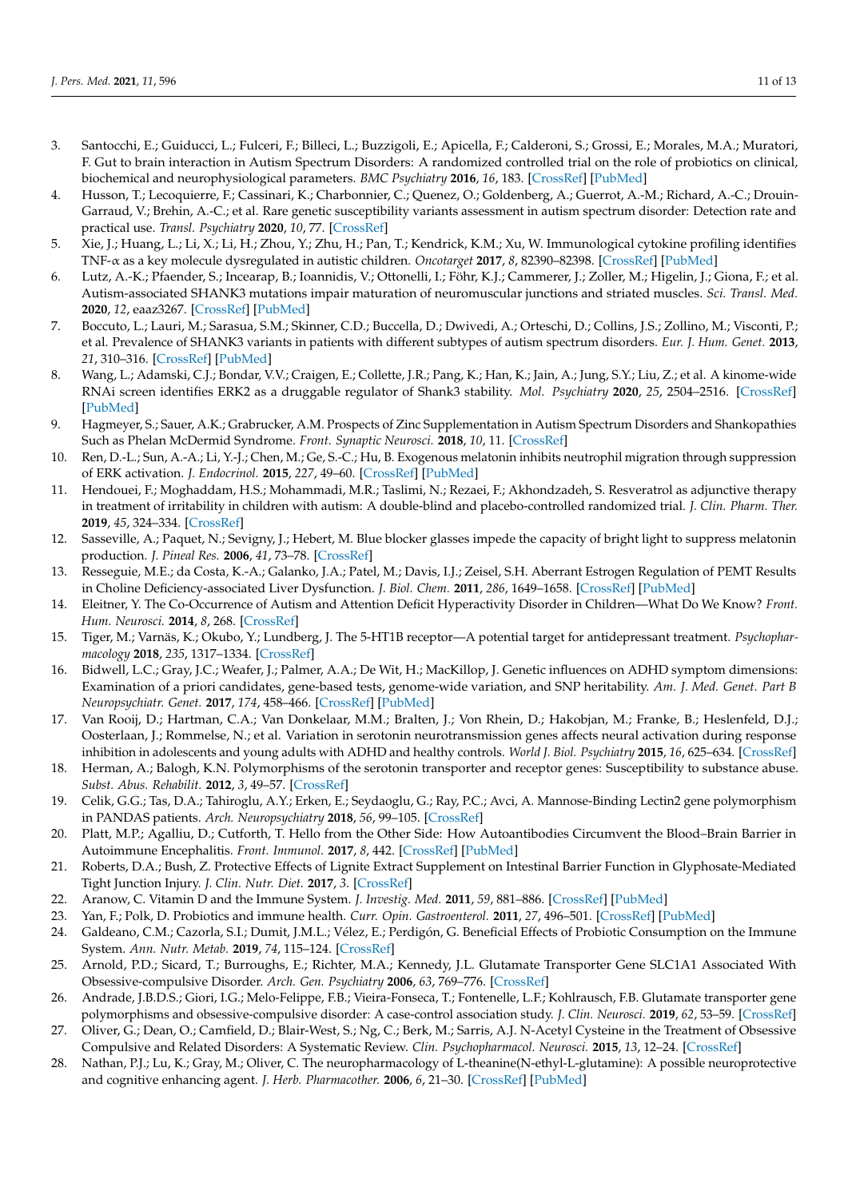3. Santocchi, E.; Guiducci, L.; Fulceri, F.; Billeci, L.; Buzzigoli, E.; Apicella, F.; Calderoni, S.; Grossi, E.; Morales, M.A.; Muratori, F. Gut to brain interaction in Autism Spectrum Disorders: A randomized controlled trial on the role of probiotics on clinical, biochemical and neurophysiological parameters. *BMC Psychiatry* **2016**, *16*, 183. [CrossRef] [PubMed]
4. Husson, T.; Lecoquierre, F.; Cassinari, K.; Charbonnier, C.; Quenez, O.; Goldenberg, A.; Guerrot, A.-M.; Richard, A.-C.; Drouin-Garraud, V.; Brehin, A.-C.; et al. Rare genetic susceptibility variants assessment in autism spectrum disorder: Detection rate and practical use. *Transl. Psychiatry* **2020**, *10*, 77. [CrossRef]
5. Xie, J.; Huang, L.; Li, X.; Li, H.; Zhou, Y.; Zhu, H.; Pan, T.; Kendrick, K.M.; Xu, W. Immunological cytokine profiling identifies TNF-α as a key molecule dysregulated in autistic children. *Oncotarget* **2017**, *8*, 82390–82398. [CrossRef] [PubMed]
6. Lutz, A.-K.; Pfaender, S.; Incearap, B.; Ioannidis, V.; Ottonelli, I.; Föhr, K.J.; Cammerer, J.; Zoller, M.; Higelin, J.; Giona, F.; et al. Autism-associated SHANK3 mutations impair maturation of neuromuscular junctions and striated muscles. *Sci. Transl. Med.* **2020**, *12*, eaaz3267. [CrossRef] [PubMed]
7. Boccuto, L.; Lauri, M.; Sarasua, S.M.; Skinner, C.D.; Buccella, D.; Dwivedi, A.; Orteschi, D.; Collins, J.S.; Zollino, M.; Visconti, P.; et al. Prevalence of SHANK3 variants in patients with different subtypes of autism spectrum disorders. *Eur. J. Hum. Genet.* **2013**, *21*, 310–316. [CrossRef] [PubMed]
8. Wang, L.; Adamski, C.J.; Bondar, V.V.; Craigen, E.; Collette, J.R.; Pang, K.; Han, K.; Jain, A.; Jung, S.Y.; Liu, Z.; et al. A kinome-wide RNAi screen identifies ERK2 as a druggable regulator of Shank3 stability. *Mol. Psychiatry* **2020**, *25*, 2504–2516. [CrossRef] [PubMed]
9. Hagmeyer, S.; Sauer, A.K.; Grabrucker, A.M. Prospects of Zinc Supplementation in Autism Spectrum Disorders and Shankopathies Such as Phelan McDermid Syndrome. *Front. Synaptic Neurosci.* **2018**, *10*, 11. [CrossRef]
10. Ren, D.-L.; Sun, A.-A.; Li, Y.-J.; Chen, M.; Ge, S.-C.; Hu, B. Exogenous melatonin inhibits neutrophil migration through suppression of ERK activation. *J. Endocrinol.* **2015**, *227*, 49–60. [CrossRef] [PubMed]
11. Hendouei, F.; Moghaddam, H.S.; Mohammadi, M.R.; Taslimi, N.; Rezaei, F.; Akhondzadeh, S. Resveratrol as adjunctive therapy in treatment of irritability in children with autism: A double-blind and placebo-controlled randomized trial. *J. Clin. Pharm. Ther.* **2019**, *45*, 324–334. [CrossRef]
12. Sasseville, A.; Paquet, N.; Sevigny, J.; Hebert, M. Blue blocker glasses impede the capacity of bright light to suppress melatonin production. *J. Pineal Res.* **2006**, *41*, 73–78. [CrossRef]
13. Resseguie, M.E.; da Costa, K.-A.; Galanko, J.A.; Patel, M.; Davis, I.J.; Zeisel, S.H. Aberrant Estrogen Regulation of PEMT Results in Choline Deficiency-associated Liver Dysfunction. *J. Biol. Chem.* **2011**, *286*, 1649–1658. [CrossRef] [PubMed]
14. Eleitner, Y. The Co-Occurrence of Autism and Attention Deficit Hyperactivity Disorder in Children—What Do We Know? *Front. Hum. Neurosci.* **2014**, *8*, 268. [CrossRef]
15. Tiger, M.; Varnäs, K.; Okubo, Y.; Lundberg, J. The 5-HT1B receptor—A potential target for antidepressant treatment. *Psychopharmacology* **2018**, *235*, 1317–1334. [CrossRef]
16. Bidwell, L.C.; Gray, J.C.; Weafer, J.; Palmer, A.A.; De Wit, H.; MacKillop, J. Genetic influences on ADHD symptom dimensions: Examination of a priori candidates, gene-based tests, genome-wide variation, and SNP heritability. *Am. J. Med. Genet. Part B Neuropsychiatr. Genet.* **2017**, *174*, 458–466. [CrossRef] [PubMed]
17. Van Rooij, D.; Hartman, C.A.; Van Donkelaar, M.M.; Bralten, J.; Von Rhein, D.; Hakobjan, M.; Franke, B.; Heslenfeld, D.J.; Oosterlaan, J.; Rommelse, N.; et al. Variation in serotonin neurotransmission genes affects neural activation during response inhibition in adolescents and young adults with ADHD and healthy controls. *World J. Biol. Psychiatry* **2015**, *16*, 625–634. [CrossRef]
18. Herman, A.; Balogh, K.N. Polymorphisms of the serotonin transporter and receptor genes: Susceptibility to substance abuse. *Subst. Abus. Rehabilit.* **2012**, *3*, 49–57. [CrossRef]
19. Celik, G.G.; Tas, D.A.; Tahiroglu, A.Y.; Erken, E.; Seydaoglu, G.; Ray, P.C.; Avci, A. Mannose-Binding Lectin2 gene polymorphism in PANDAS patients. *Arch. Neuropsychiatry* **2018**, *56*, 99–105. [CrossRef]
20. Platt, M.P.; Agalliu, D.; Cutforth, T. Hello from the Other Side: How Autoantibodies Circumvent the Blood–Brain Barrier in Autoimmune Encephalitis. *Front. Immunol.* **2017**, *8*, 442. [CrossRef] [PubMed]
21. Roberts, D.A.; Bush, Z. Protective Effects of Lignite Extract Supplement on Intestinal Barrier Function in Glyphosate-Mediated Tight Junction Injury. *J. Clin. Nutr. Diet.* **2017**, *3*. [CrossRef]
22. Aranow, C. Vitamin D and the Immune System. *J. Investig. Med.* **2011**, *59*, 881–886. [CrossRef] [PubMed]
23. Yan, F.; Polk, D. Probiotics and immune health. *Curr. Opin. Gastroenterol.* **2011**, *27*, 496–501. [CrossRef] [PubMed]
24. Galdeano, C.M.; Cazorla, S.I.; Dumit, J.M.L.; Vélez, E.; Perdigón, G. Beneficial Effects of Probiotic Consumption on the Immune System. *Ann. Nutr. Metab.* **2019**, *74*, 115–124. [CrossRef]
25. Arnold, P.D.; Sicard, T.; Burroughs, E.; Richter, M.A.; Kennedy, J.L. Glutamate Transporter Gene SLC1A1 Associated With Obsessive-compulsive Disorder. *Arch. Gen. Psychiatry* **2006**, *63*, 769–776. [CrossRef]
26. Andrade, J.B.D.S.; Giori, I.G.; Melo-Felippe, F.B.; Vieira-Fonseca, T.; Fontenelle, L.F.; Kohlrausch, F.B. Glutamate transporter gene polymorphisms and obsessive-compulsive disorder: A case-control association study. *J. Clin. Neurosci.* **2019**, *62*, 53–59. [CrossRef]
27. Oliver, G.; Dean, O.; Camfield, D.; Blair-West, S.; Ng, C.; Berk, M.; Sarris, A.J. N-Acetyl Cysteine in the Treatment of Obsessive Compulsive and Related Disorders: A Systematic Review. *Clin. Psychopharmacol. Neurosci.* **2015**, *13*, 12–24. [CrossRef]
28. Nathan, P.J.; Lu, K.; Gray, M.; Oliver, C. The neuropharmacology of L-theanine(N-ethyl-L-glutamine): A possible neuroprotective and cognitive enhancing agent. *J. Herb. Pharmacother.* **2006**, *6*, 21–30. [CrossRef] [PubMed]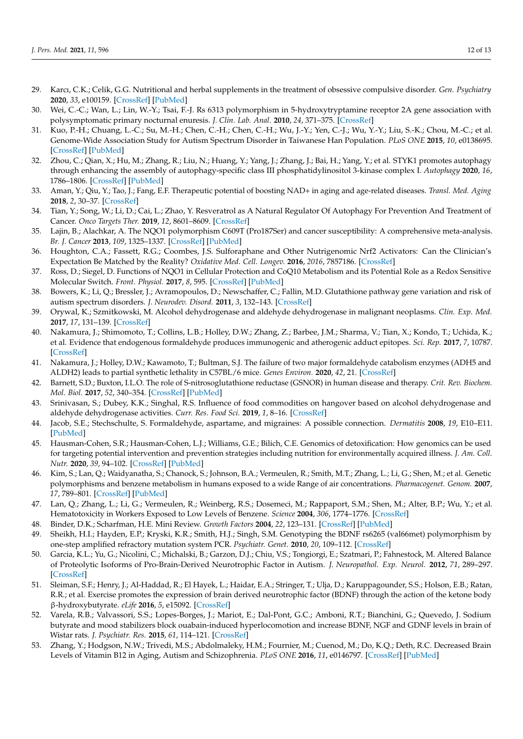29. Karcı, C.K.; Celik, G.G. Nutritional and herbal supplements in the treatment of obsessive compulsive disorder. *Gen. Psychiatry* **2020**, *33*, e100159. [CrossRef] [PubMed]
30. Wei, C.-C.; Wan, L.; Lin, W.-Y.; Tsai, F.-J. Rs 6313 polymorphism in 5-hydroxytryptamine receptor 2A gene association with polysymptomatic primary nocturnal enuresis. *J. Clin. Lab. Anal.* **2010**, *24*, 371–375. [CrossRef]
31. Kuo, P.-H.; Chuang, L.-C.; Su, M.-H.; Chen, C.-H.; Chen, C.-H.; Wu, J.-Y.; Yen, C.-J.; Wu, Y.-Y.; Liu, S.-K.; Chou, M.-C.; et al. Genome-Wide Association Study for Autism Spectrum Disorder in Taiwanese Han Population. *PLoS ONE* **2015**, *10*, e0138695. [CrossRef] [PubMed]
32. Zhou, C.; Qian, X.; Hu, M.; Zhang, R.; Liu, N.; Huang, Y.; Yang, J.; Zhang, J.; Bai, H.; Yang, Y.; et al. STYK1 promotes autophagy through enhancing the assembly of autophagy-specific class III phosphatidylinositol 3-kinase complex I. *Autophagy* **2020**, *16*, 1786–1806. [CrossRef] [PubMed]
33. Aman, Y.; Qiu, Y.; Tao, J.; Fang, E.F. Therapeutic potential of boosting NAD+ in aging and age-related diseases. *Transl. Med. Aging* **2018**, *2*, 30–37. [CrossRef]
34. Tian, Y.; Song, W.; Li, D.; Cai, L.; Zhao, Y. Resveratrol as A Natural Regulator Of Autophagy For Prevention And Treatment of Cancer. *Onco Targets Ther.* **2019**, *12*, 8601–8609. [CrossRef]
35. Lajin, B.; Alachkar, A. The NQO1 polymorphism C609T (Pro187Ser) and cancer susceptibility: A comprehensive meta-analysis. *Br. J. Cancer* **2013**, *109*, 1325–1337. [CrossRef] [PubMed]
36. Houghton, C.A.; Fassett, R.G.; Coombes, J.S. Sulforaphane and Other Nutrigenomic Nrf2 Activators: Can the Clinician's Expectation Be Matched by the Reality? *Oxidative Med. Cell. Longev.* **2016**, *2016*, 7857186. [CrossRef]
37. Ross, D.; Siegel, D. Functions of NQO1 in Cellular Protection and CoQ10 Metabolism and its Potential Role as a Redox Sensitive Molecular Switch. *Front. Physiol.* **2017**, *8*, 595. [CrossRef] [PubMed]
38. Bowers, K.; Li, Q.; Bressler, J.; Avramopoulos, D.; Newschaffer, C.; Fallin, M.D. Glutathione pathway gene variation and risk of autism spectrum disorders. *J. Neurodev. Disord.* **2011**, *3*, 132–143. [CrossRef]
39. Orywal, K.; Szmitkowski, M. Alcohol dehydrogenase and aldehyde dehydrogenase in malignant neoplasms. *Clin. Exp. Med.* **2017**, *17*, 131–139. [CrossRef]
40. Nakamura, J.; Shimomoto, T.; Collins, L.B.; Holley, D.W.; Zhang, Z.; Barbee, J.M.; Sharma, V.; Tian, X.; Kondo, T.; Uchida, K.; et al. Evidence that endogenous formaldehyde produces immunogenic and atherogenic adduct epitopes. *Sci. Rep.* **2017**, *7*, 10787. [CrossRef]
41. Nakamura, J.; Holley, D.W.; Kawamoto, T.; Bultman, S.J. The failure of two major formaldehyde catabolism enzymes (ADH5 and ALDH2) leads to partial synthetic lethality in C57BL/6 mice. *Genes Environ.* **2020**, *42*, 21. [CrossRef]
42. Barnett, S.D.; Buxton, I.L.O. The role of S-nitrosoglutathione reductase (GSNOR) in human disease and therapy. *Crit. Rev. Biochem. Mol. Biol.* **2017**, *52*, 340–354. [CrossRef] [PubMed]
43. Srinivasan, S.; Dubey, K.K.; Singhal, R.S. Influence of food commodities on hangover based on alcohol dehydrogenase and aldehyde dehydrogenase activities. *Curr. Res. Food Sci.* **2019**, *1*, 8–16. [CrossRef]
44. Jacob, S.E.; Stechschulte, S. Formaldehyde, aspartame, and migraines: A possible connection. *Dermatitis* **2008**, *19*, E10–E11. [PubMed]
45. Hausman-Cohen, S.R.; Hausman-Cohen, L.J.; Williams, G.E.; Bilich, C.E. Genomics of detoxification: How genomics can be used for targeting potential intervention and prevention strategies including nutrition for environmentally acquired illness. *J. Am. Coll. Nutr.* **2020**, *39*, 94–102. [CrossRef] [PubMed]
46. Kim, S.; Lan, Q.; Waidyanatha, S.; Chanock, S.; Johnson, B.A.; Vermeulen, R.; Smith, M.T.; Zhang, L.; Li, G.; Shen, M.; et al. Genetic polymorphisms and benzene metabolism in humans exposed to a wide Range of air concentrations. *Pharmacogenet. Genom.* **2007**, *17*, 789–801. [CrossRef] [PubMed]
47. Lan, Q.; Zhang, L.; Li, G.; Vermeulen, R.; Weinberg, R.S.; Dosemeci, M.; Rappaport, S.M.; Shen, M.; Alter, B.P.; Wu, Y.; et al. Hematotoxicity in Workers Exposed to Low Levels of Benzene. *Science* **2004**, *306*, 1774–1776. [CrossRef]
48. Binder, D.K.; Scharfman, H.E. Mini Review. *Growth Factors* **2004**, *22*, 123–131. [CrossRef] [PubMed]
49. Sheikh, H.I.; Hayden, E.P.; Kryski, K.R.; Smith, H.J.; Singh, S.M. Genotyping the BDNF rs6265 (val66met) polymorphism by one-step amplified refractory mutation system PCR. *Psychiatr. Genet.* **2010**, *20*, 109–112. [CrossRef]
50. Garcia, K.L.; Yu, G.; Nicolini, C.; Michalski, B.; Garzon, D.J.; Chiu, V.S.; Tongiorgi, E.; Szatmari, P.; Fahnestock, M. Altered Balance of Proteolytic Isoforms of Pro-Brain-Derived Neurotrophic Factor in Autism. *J. Neuropathol. Exp. Neurol.* **2012**, *71*, 289–297. [CrossRef]
51. Sleiman, S.F.; Henry, J.; Al-Haddad, R.; El Hayek, L.; Haidar, E.A.; Stringer, T.; Ulja, D.; Karuppagounder, S.S.; Holson, E.B.; Ratan, R.R.; et al. Exercise promotes the expression of brain derived neurotrophic factor (BDNF) through the action of the ketone body β-hydroxybutyrate. *eLife* **2016**, *5*, e15092. [CrossRef]
52. Varela, R.B.; Valvassori, S.S.; Lopes-Borges, J.; Mariot, E.; Dal-Pont, G.C.; Amboni, R.T.; Bianchini, G.; Quevedo, J. Sodium butyrate and mood stabilizers block ouabain-induced hyperlocomotion and increase BDNF, NGF and GDNF levels in brain of Wistar rats. *J. Psychiatr. Res.* **2015**, *61*, 114–121. [CrossRef]
53. Zhang, Y.; Hodgson, N.W.; Trivedi, M.S.; Abdolmaleky, H.M.; Fournier, M.; Cuenod, M.; Do, K.Q.; Deth, R.C. Decreased Brain Levels of Vitamin B12 in Aging, Autism and Schizophrenia. *PLoS ONE* **2016**, *11*, e0146797. [CrossRef] [PubMed]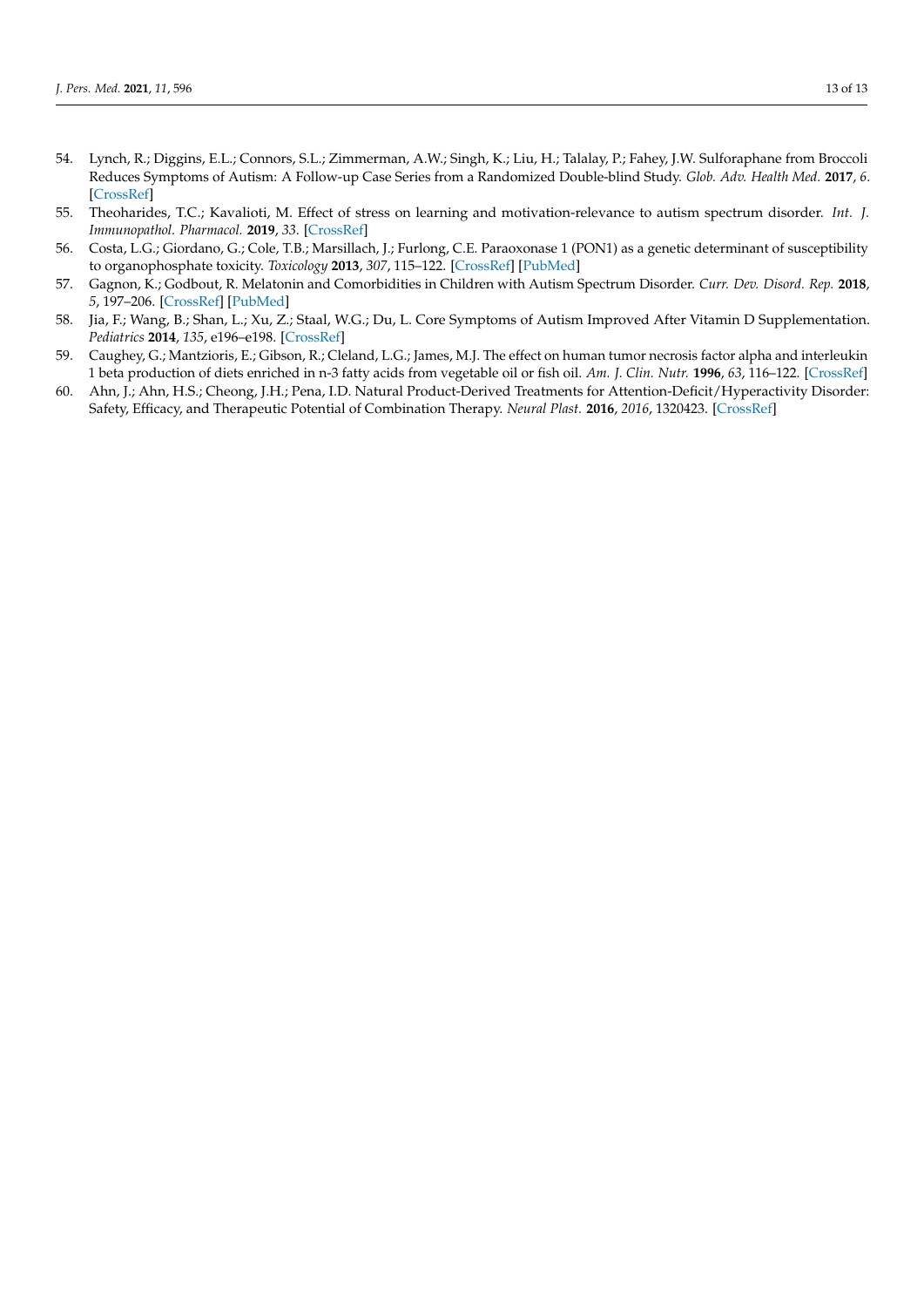54. Lynch, R.; Diggins, E.L.; Connors, S.L.; Zimmerman, A.W.; Singh, K.; Liu, H.; Talalay, P.; Fahey, J.W. Sulforaphane from Broccoli Reduces Symptoms of Autism: A Follow-up Case Series from a Randomized Double-blind Study. *Glob. Adv. Health Med.* **2017**, *6*. [CrossRef]
55. Theoharides, T.C.; Kavalioti, M. Effect of stress on learning and motivation-relevance to autism spectrum disorder. *Int. J. Immunopathol. Pharmacol.* **2019**, *33*. [CrossRef]
56. Costa, L.G.; Giordano, G.; Cole, T.B.; Marsillach, J.; Furlong, C.E. Paraoxonase 1 (PON1) as a genetic determinant of susceptibility to organophosphate toxicity. *Toxicology* **2013**, *307*, 115–122. [CrossRef] [PubMed]
57. Gagnon, K.; Godbout, R. Melatonin and Comorbidities in Children with Autism Spectrum Disorder. *Curr. Dev. Disord. Rep.* **2018**, *5*, 197–206. [CrossRef] [PubMed]
58. Jia, F.; Wang, B.; Shan, L.; Xu, Z.; Staal, W.G.; Du, L. Core Symptoms of Autism Improved After Vitamin D Supplementation. *Pediatrics* **2014**, *135*, e196–e198. [CrossRef]
59. Caughey, G.; Mantzioris, E.; Gibson, R.; Cleland, L.G.; James, M.J. The effect on human tumor necrosis factor alpha and interleukin 1 beta production of diets enriched in n-3 fatty acids from vegetable oil or fish oil. *Am. J. Clin. Nutr.* **1996**, *63*, 116–122. [CrossRef]
60. Ahn, J.; Ahn, H.S.; Cheong, J.H.; Pena, I.D. Natural Product-Derived Treatments for Attention-Deficit/Hyperactivity Disorder: Safety, Efficacy, and Therapeutic Potential of Combination Therapy. *Neural Plast.* **2016**, *2016*, 1320423. [CrossRef]